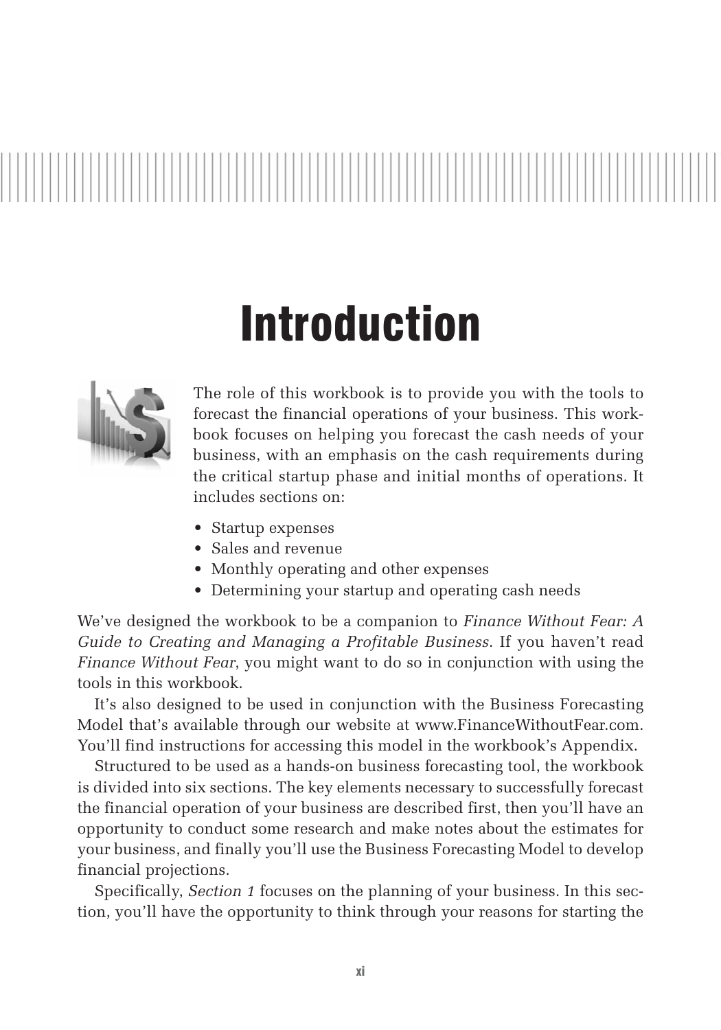# Introduction

The role of this workbook is to provide you with the tools to forecast the financial operations of your business. This workbook focuses on helping you forecast the cash needs of your business, with an emphasis on the cash requirements during the critical startup phase and initial months of operations. It includes sections on:

- Startup expenses
- Sales and revenue
- Monthly operating and other expenses
- Determining your startup and operating cash needs

We've designed the workbook to be a companion to *Finance Without Fear: A Guide to Creating and Managing a Profitable Business*. If you haven't read *Finance Without Fear*, you might want to do so in conjunction with using the tools in this workbook.

It's also designed to be used in conjunction with the Business Forecasting Model that's available through our website at www.FinanceWithoutFear.com. You'll find instructions for accessing this model in the workbook's Appendix.

Structured to be used as a hands-on business forecasting tool, the workbook is divided into six sections. The key elements necessary to successfully forecast the financial operation of your business are described first, then you'll have an opportunity to conduct some research and make notes about the estimates for your business, and finally you'll use the Business Forecasting Model to develop financial projections.

Specifically, *Section 1* focuses on the planning of your business. In this section, you'll have the opportunity to think through your reasons for starting the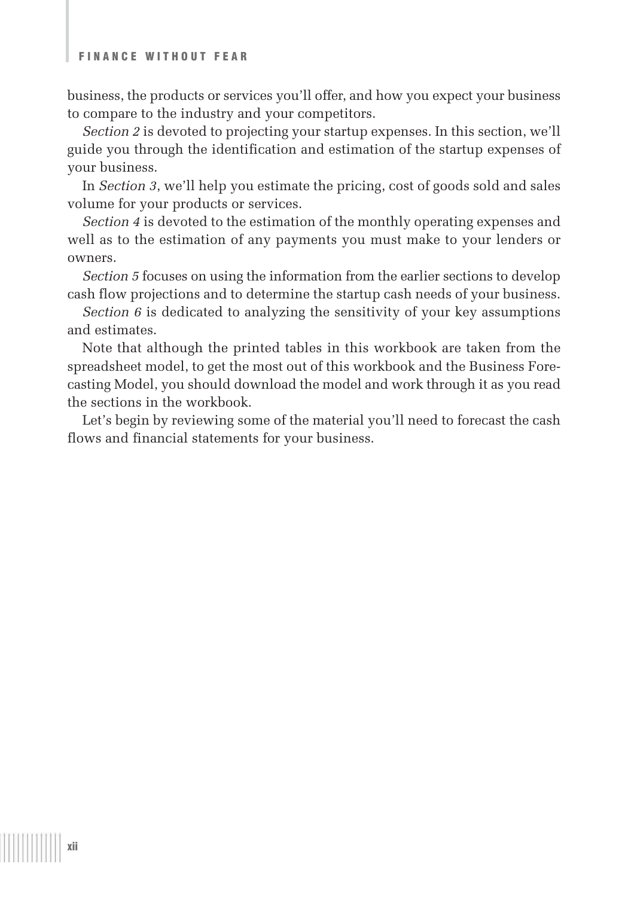business, the products or services you'll offer, and how you expect your business to compare to the industry and your competitors.

*Section 2* is devoted to projecting your startup expenses. In this section, we'll guide you through the identification and estimation of the startup expenses of your business.

In *Section 3*, we'll help you estimate the pricing, cost of goods sold and sales volume for your products or services.

*Section 4* is devoted to the estimation of the monthly operating expenses and well as to the estimation of any payments you must make to your lenders or owners.

*Section 5* focuses on using the information from the earlier sections to develop cash flow projections and to determine the startup cash needs of your business.

*Section 6* is dedicated to analyzing the sensitivity of your key assumptions and estimates.

Note that although the printed tables in this workbook are taken from the spreadsheet model, to get the most out of this workbook and the Business Forecasting Model, you should download the model and work through it as you read the sections in the workbook.

Let's begin by reviewing some of the material you'll need to forecast the cash flows and financial statements for your business.